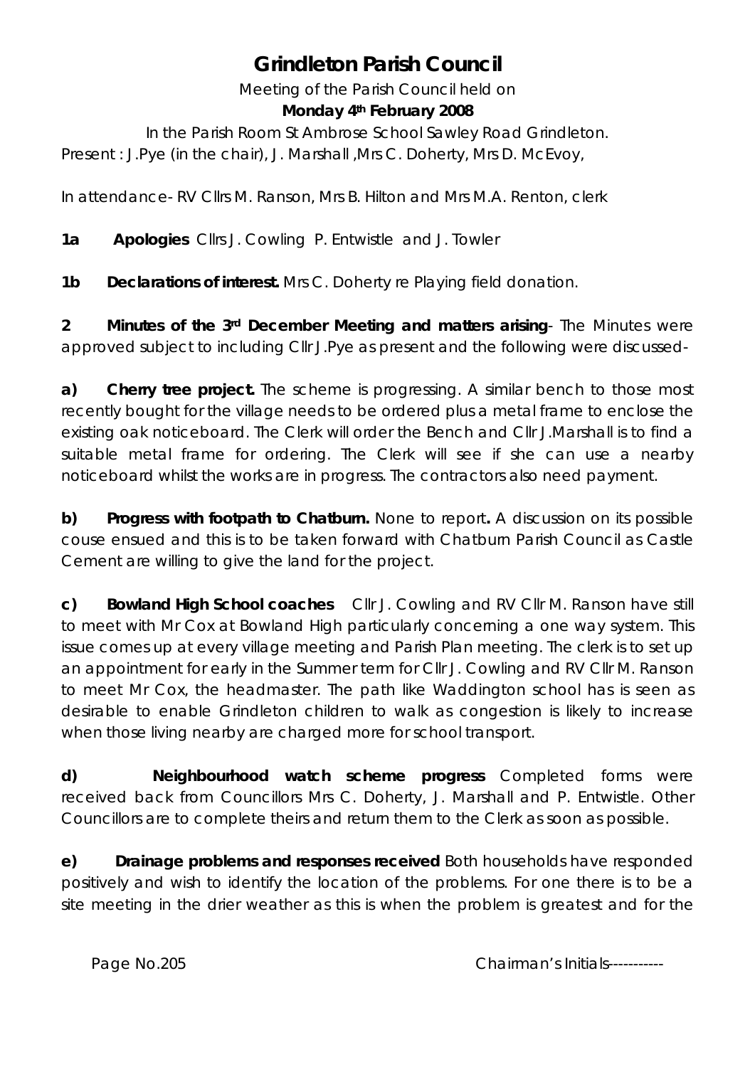# Grindleton Parish Council

Meeting of the Parish Council held on

**Monday 4th February 2008**

In the Parish Room St Ambrose School Sawley Road Grindleton.

Present : J.Pye (in the chair), J. Marshall ,Mrs C. Doherty, Mrs D. McEvoy,

In attendance- RV Cllrs M. Ranson, Mrs B. Hilton and Mrs M.A. Renton, clerk

**1a Apologies** Cllrs J. Cowling P. Entwistle and J. Towler

**1b Declarations of interest.** Mrs C. Doherty re Playing field donation.

**2 Minutes of the 3rd December Meeting and matters arising**- The Minutes were approved subject to including Cllr J.Pye as present and the following were discussed-

**a) Cherry tree project.** The scheme is progressing. A similar bench to those most recently bought for the village needs to be ordered plus a metal frame to enclose the existing oak noticeboard. The Clerk will order the Bench and Cllr J.Marshall is to find a suitable metal frame for ordering. The Clerk will see if she can use a nearby noticeboard whilst the works are in progress. The contractors also need payment.

**b) Progress with footpath to Chatburn.** None to report**.** A discussion on its possible couse ensued and this is to be taken forward with Chatburn Parish Council as Castle Cement are willing to give the land for the project.

**c) Bowland High School coaches** Cllr J. Cowling and RV Cllr M. Ranson have still to meet with Mr Cox at Bowland High particularly concerning a one way system. This issue comes up at every village meeting and Parish Plan meeting. The clerk is to set up an appointment for early in the Summer term for Cllr J. Cowling and RV Cllr M. Ranson to meet Mr Cox, the headmaster. The path like Waddington school has is seen as desirable to enable Grindleton children to walk as congestion is likely to increase when those living nearby are charged more for school transport.

**d) Neighbourhood watch scheme progress** Completed forms were received back from Councillors Mrs C. Doherty, J. Marshall and P. Entwistle. Other Councillors are to complete theirs and return them to the Clerk as soon as possible.

**e) Drainage problems and responses received** Both households have responded positively and wish to identify the location of the problems. For one there is to be a site meeting in the drier weather as this is when the problem is greatest and for the

Chairman's Initials-----------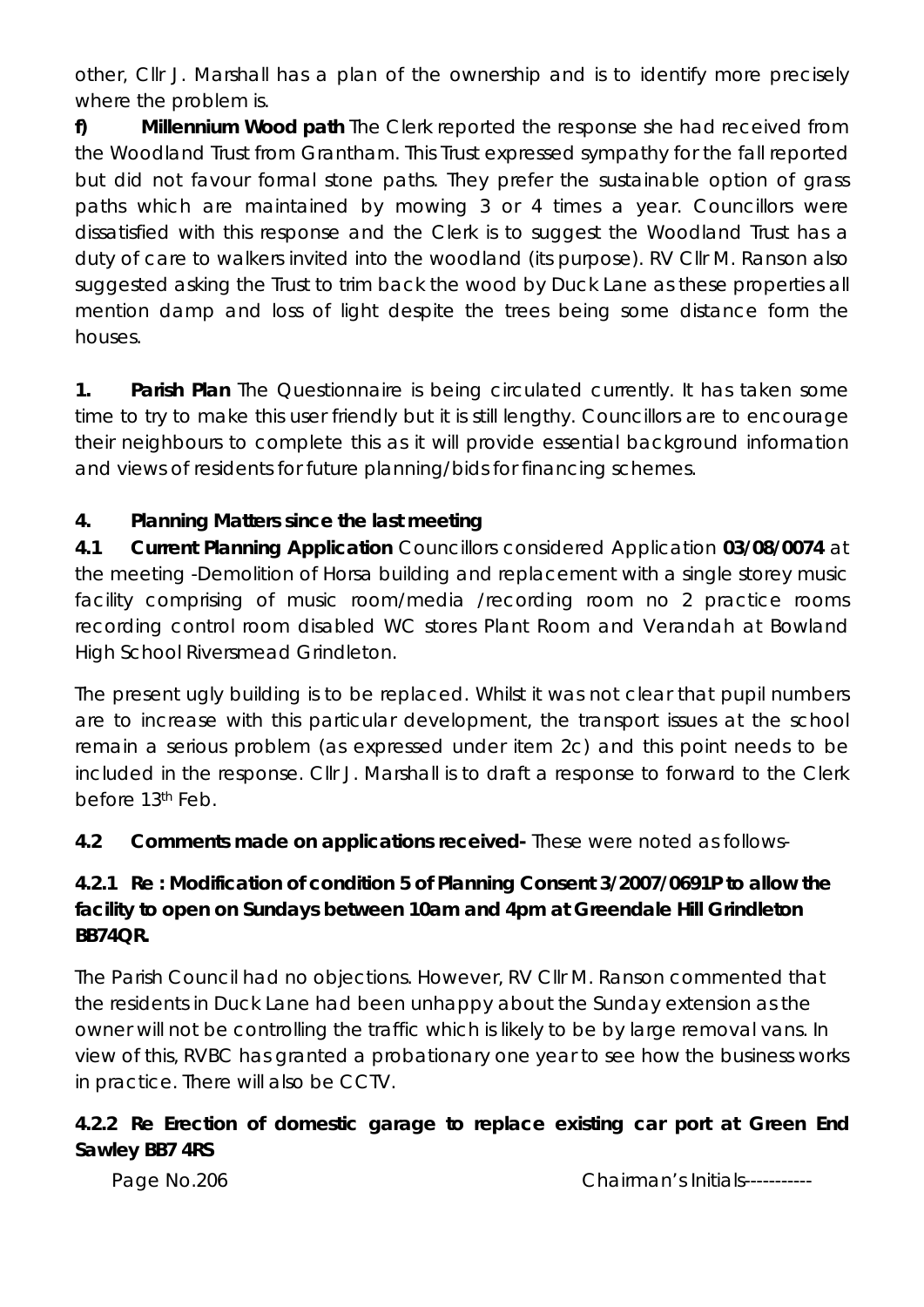other, Cllr J. Marshall has a plan of the ownership and is to identify more precisely where the problem is.

**f) Millennium Wood path** The Clerk reported the response she had received from the Woodland Trust from Grantham. This Trust expressed sympathy for the fall reported but did not favour formal stone paths. They prefer the sustainable option of grass paths which are maintained by mowing 3 or 4 times a year. Councillors were dissatisfied with this response and the Clerk is to suggest the Woodland Trust has a duty of care to walkers invited into the woodland (its purpose). RV Cllr M. Ranson also suggested asking the Trust to trim back the wood by Duck Lane as these properties all mention damp and loss of light despite the trees being some distance form the houses.

**1. Parish Plan** The Questionnaire is being circulated currently. It has taken some time to try to make this user friendly but it is still lengthy. Councillors are to encourage their neighbours to complete this as it will provide essential background information and views of residents for future planning/bids for financing schemes.

**4. Planning Matters since the last meeting**

**4.1 Current Planning Application** Councillors considered Application **03/08/0074** at the meeting -Demolition of Horsa building and replacement with a single storey music facility comprising of music room/media /recording room no 2 practice rooms recording control room disabled WC stores Plant Room and Verandah at Bowland High School Riversmead Grindleton.

The present ugly building is to be replaced. Whilst it was not clear that pupil numbers are to increase with this particular development, the transport issues at the school remain a serious problem (as expressed under item 2c) and this point needs to be included in the response. Cllr J. Marshall is to draft a response to forward to the Clerk before 13th Feb.

**4.2 Comments made on applications received-** These were noted as follows-

**4.2.1 Re : Modification of condition 5 of Planning Consent 3/2007/0691P to allow the facility to open on Sundays between 10am and 4pm at Greendale Hill Grindleton BB74QR.**

The Parish Council had no objections. However, RV Cllr M. Ranson commented that the residents in Duck Lane had been unhappy about the Sunday extension as the owner will not be controlling the traffic which is likely to be by large removal vans. In view of this, RVBC has granted a probationary one year to see how the business works in practice. There will also be CCTV.

**4.2.2 Re Erection of domestic garage to replace existing car port at Green End Sawley BB7 4RS**

Page No.206 Chairman's Initials----------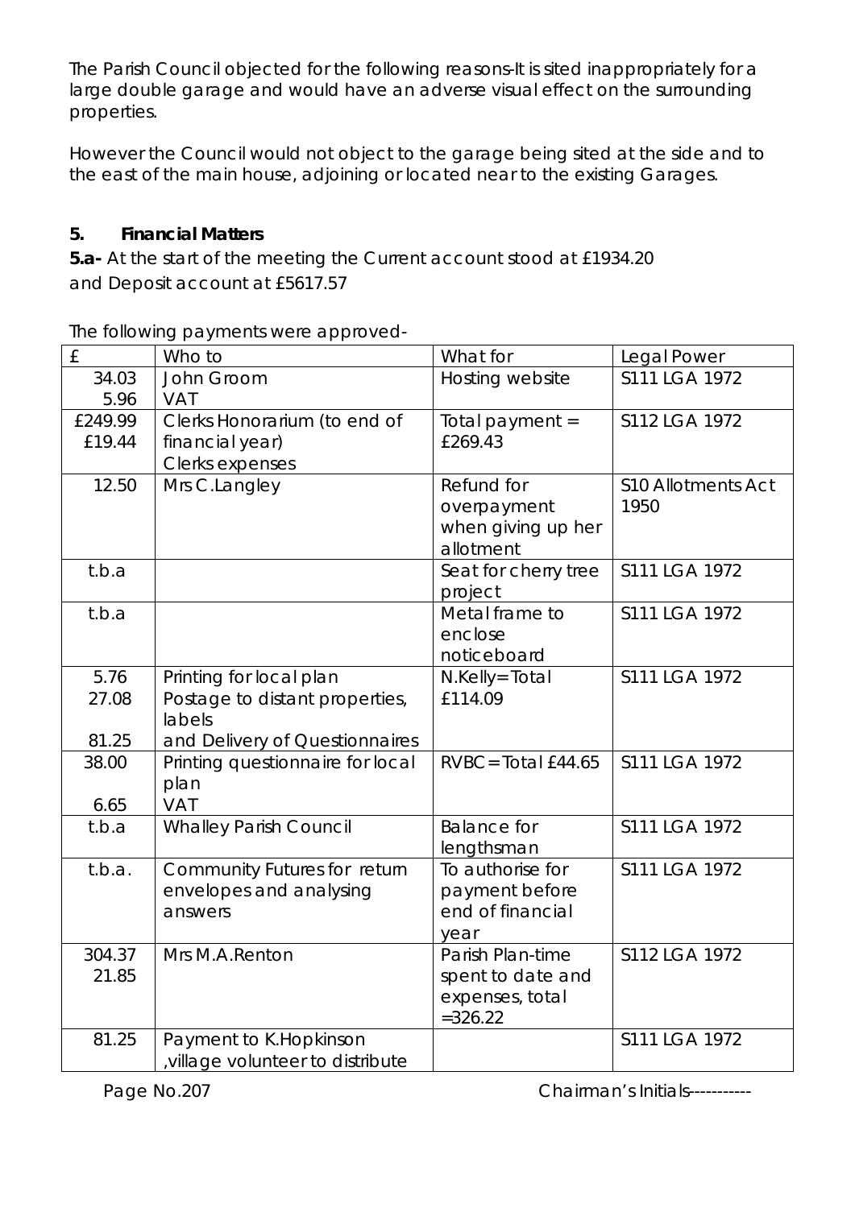The Parish Council objected for the following reasons-It is sited inappropriately for a large double garage and would have an adverse visual effect on the surrounding properties.

However the Council would not object to the garage being sited at the side and to the east of the main house, adjoining or located near to the existing Garages.

## 5. Financial Matters

**5.a-** At the start of the meeting the Current account stood at £1934.20 and Deposit account at £5617.57

The following payments were approved-

| £ | Who to | What for | Legal Power |
|---|---|---|---|
| 34.03<br>5.96 | John Groom<br>VAT | Hosting website | S111 LGA 1972 |
| £249.99<br>£19.44 | Clerks Honorarium (to end of financial year)<br>Clerks expenses | Total payment = £269.43 | S112 LGA 1972 |
| 12.50 | Mrs C.Langley | Refund for overpayment when giving up her allotment | S10 Allotments Act 1950 |
| t.b.a | | Seat for cherry tree project | S111 LGA 1972 |
| t.b.a | | Metal frame to enclose noticeboard | S111 LGA 1972 |
| 5.76<br>27.08<br>81.25 | Printing for local plan<br>Postage to distant properties, labels<br>and Delivery of Questionnaires | N.Kelly= Total £114.09 | S111 LGA 1972 |
| 38.00<br>6.65 | Printing questionnaire for local plan<br>VAT | RVBC= Total £44.65 | S111 LGA 1972 |
| t.b.a | Whalley Parish Council | Balance for lengthsman | S111 LGA 1972 |
| t.b.a. | Community Futures for return envelopes and analysing answers | To authorise for payment before end of financial year | S111 LGA 1972 |
| 304.37<br>21.85 | Mrs M.A.Renton | Parish Plan-time spent to date and expenses, total =326.22 | S112 LGA 1972 |
| 81.25 | Payment to K.Hopkinson ,village volunteer to distribute | | S111 LGA 1972 |

Chairman's Initials----------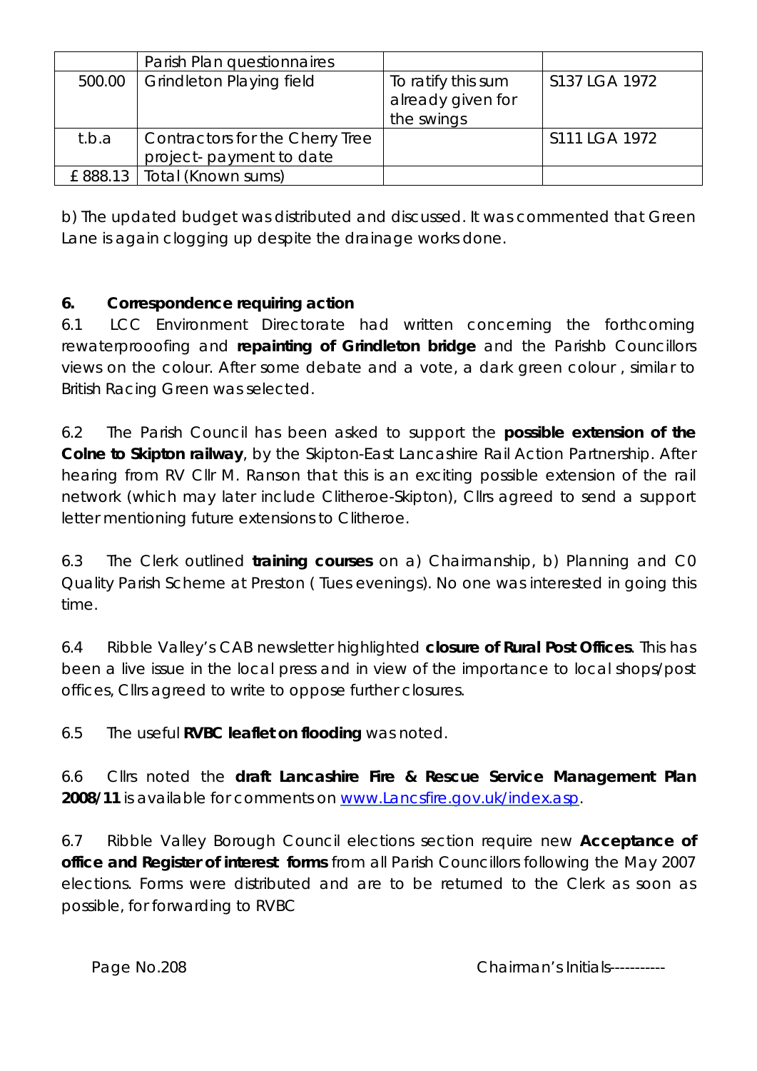| | Parish Plan questionnaires | | |
|---|---|---|---|
| 500.00 | Grindleton Playing field | To ratify this sum already given for the swings | S137 LGA 1972 |
| t.b.a | Contractors for the Cherry Tree project- payment to date | | S111 LGA 1972 |
| £ 888.13 | Total (Known sums) | | |

b) The updated budget was distributed and discussed. It was commented that Green Lane is again clogging up despite the drainage works done.

**6. Correspondence requiring action**

6.1 LCC Environment Directorate had written concerning the forthcoming rewaterprooofing and **repainting of Grindleton bridge** and the Parishb Councillors views on the colour. After some debate and a vote, a dark green colour , similar to British Racing Green was selected.

6.2 The Parish Council has been asked to support the **possible extension of the Colne to Skipton railway**, by the Skipton-East Lancashire Rail Action Partnership. After hearing from RV Cllr M. Ranson that this is an exciting possible extension of the rail network (which may later include Clitheroe-Skipton), Cllrs agreed to send a support letter mentioning future extensions to Clitheroe.

6.3 The Clerk outlined **training courses** on a) Chairmanship, b) Planning and C0 Quality Parish Scheme at Preston ( Tues evenings). No one was interested in going this time.

6.4 Ribble Valley's CAB newsletter highlighted **closure of Rural Post Offices**. This has been a live issue in the local press and in view of the importance to local shops/post offices, Cllrs agreed to write to oppose further closures.

6.5 The useful **RVBC leaflet on flooding** was noted.

6.6 Cllrs noted the **draft Lancashire Fire & Rescue Service Management Plan 2008/11** is available for comments on www.Lancsfire.gov.uk/index.asp.

6.7 Ribble Valley Borough Council elections section require new **Acceptance of office and Register of interest forms** from all Parish Councillors following the May 2007 elections. Forms were distributed and are to be returned to the Clerk as soon as possible, for forwarding to RVBC

Chairman's Initials----------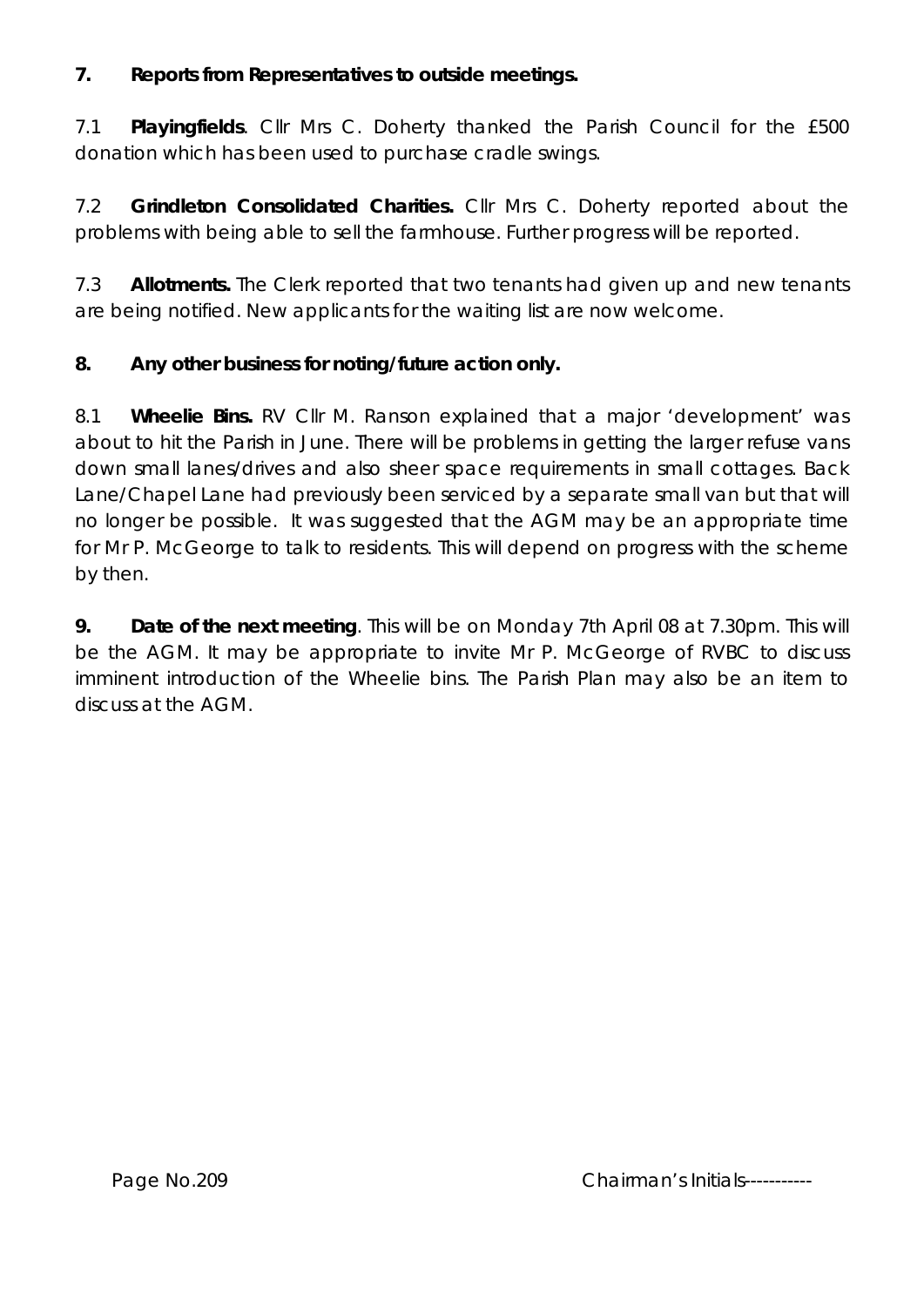**7. Reports from Representatives to outside meetings.**

7.1 **Playingfields**. Cllr Mrs C. Doherty thanked the Parish Council for the £500 donation which has been used to purchase cradle swings.

7.2 **Grindleton Consolidated Charities.** Cllr Mrs C. Doherty reported about the problems with being able to sell the farmhouse. Further progress will be reported.

7.3 **Allotments.** The Clerk reported that two tenants had given up and new tenants are being notified. New applicants for the waiting list are now welcome.

**8. Any other business for noting/future action only.**

8.1 **Wheelie Bins.** RV Cllr M. Ranson explained that a major 'development' was about to hit the Parish in June. There will be problems in getting the larger refuse vans down small lanes/drives and also sheer space requirements in small cottages. Back Lane/Chapel Lane had previously been serviced by a separate small van but that will no longer be possible. It was suggested that the AGM may be an appropriate time for Mr P. McGeorge to talk to residents. This will depend on progress with the scheme by then.

**9. Date of the next meeting**. This will be on Monday 7th April 08 at 7.30pm. This will be the AGM. It may be appropriate to invite Mr P. McGeorge of RVBC to discuss imminent introduction of the Wheelie bins. The Parish Plan may also be an item to discuss at the AGM.

Page No.209 Chairman's Initials----------